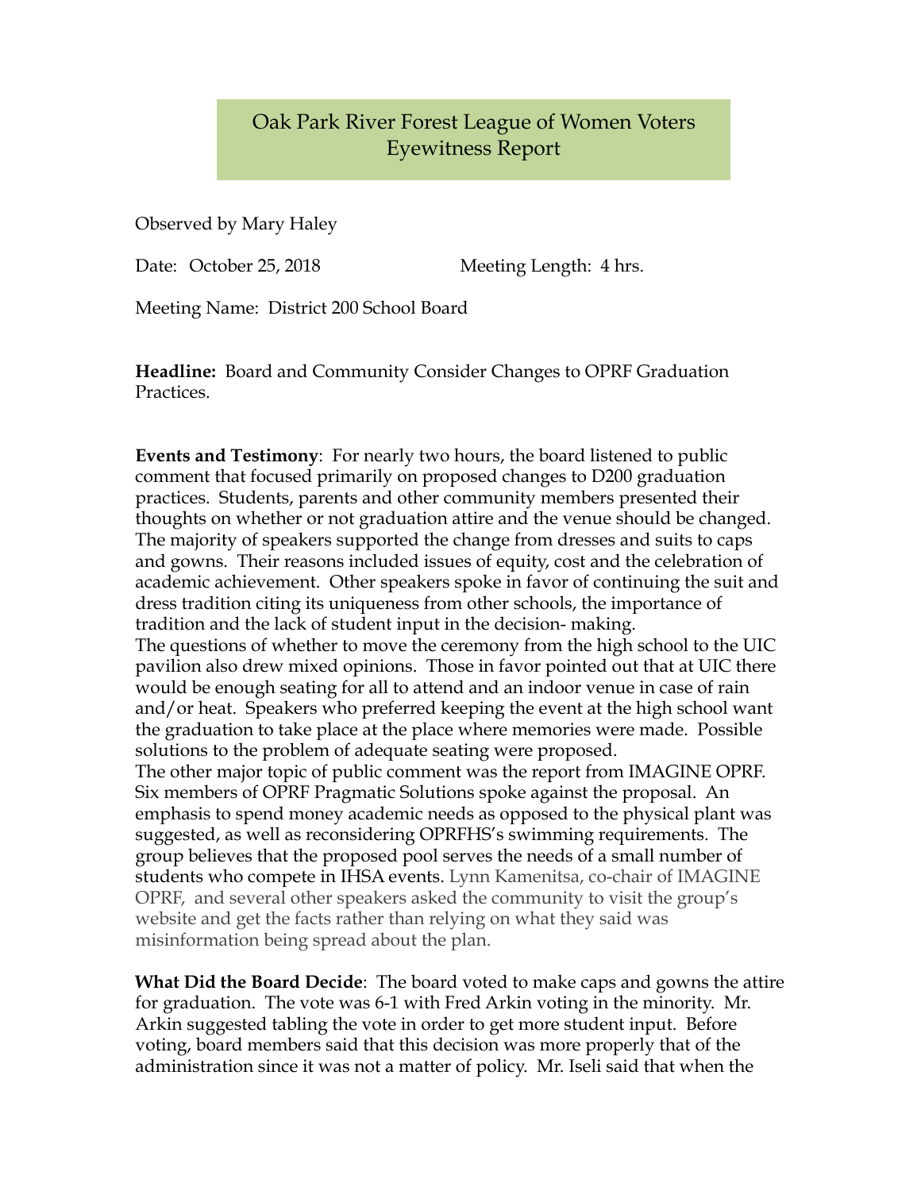# Oak Park River Forest League of Women Voters Eyewitness Report

Observed by Mary Haley

Date: October 25, 2018 Meeting Length: 4 hrs.

Meeting Name: District 200 School Board

**Headline:** Board and Community Consider Changes to OPRF Graduation Practices.

**Events and Testimony**: For nearly two hours, the board listened to public comment that focused primarily on proposed changes to D200 graduation practices. Students, parents and other community members presented their thoughts on whether or not graduation attire and the venue should be changed. The majority of speakers supported the change from dresses and suits to caps and gowns. Their reasons included issues of equity, cost and the celebration of academic achievement. Other speakers spoke in favor of continuing the suit and dress tradition citing its uniqueness from other schools, the importance of tradition and the lack of student input in the decision- making.

The questions of whether to move the ceremony from the high school to the UIC pavilion also drew mixed opinions. Those in favor pointed out that at UIC there would be enough seating for all to attend and an indoor venue in case of rain and/or heat. Speakers who preferred keeping the event at the high school want the graduation to take place at the place where memories were made. Possible solutions to the problem of adequate seating were proposed.

The other major topic of public comment was the report from IMAGINE OPRF. Six members of OPRF Pragmatic Solutions spoke against the proposal. An emphasis to spend money academic needs as opposed to the physical plant was suggested, as well as reconsidering OPRFHS's swimming requirements. The group believes that the proposed pool serves the needs of a small number of students who compete in IHSA events. Lynn Kamenitsa, co-chair of IMAGINE OPRF, and several other speakers asked the community to visit the group's website and get the facts rather than relying on what they said was misinformation being spread about the plan.

**What Did the Board Decide**: The board voted to make caps and gowns the attire for graduation. The vote was 6-1 with Fred Arkin voting in the minority. Mr. Arkin suggested tabling the vote in order to get more student input. Before voting, board members said that this decision was more properly that of the administration since it was not a matter of policy. Mr. Iseli said that when the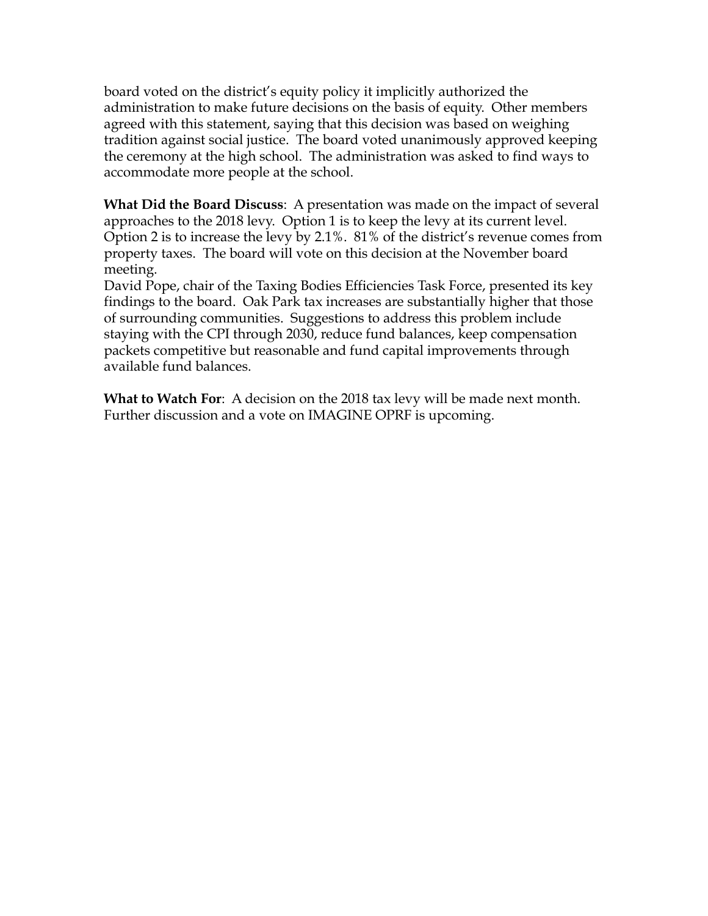board voted on the district's equity policy it implicitly authorized the administration to make future decisions on the basis of equity. Other members agreed with this statement, saying that this decision was based on weighing tradition against social justice. The board voted unanimously approved keeping the ceremony at the high school. The administration was asked to find ways to accommodate more people at the school.

**What Did the Board Discuss**: A presentation was made on the impact of several approaches to the 2018 levy. Option 1 is to keep the levy at its current level. Option 2 is to increase the levy by 2.1%. 81% of the district's revenue comes from property taxes. The board will vote on this decision at the November board meeting.
David Pope, chair of the Taxing Bodies Efficiencies Task Force, presented its key findings to the board. Oak Park tax increases are substantially higher that those of surrounding communities. Suggestions to address this problem include staying with the CPI through 2030, reduce fund balances, keep compensation packets competitive but reasonable and fund capital improvements through available fund balances.

**What to Watch For**: A decision on the 2018 tax levy will be made next month. Further discussion and a vote on IMAGINE OPRF is upcoming.